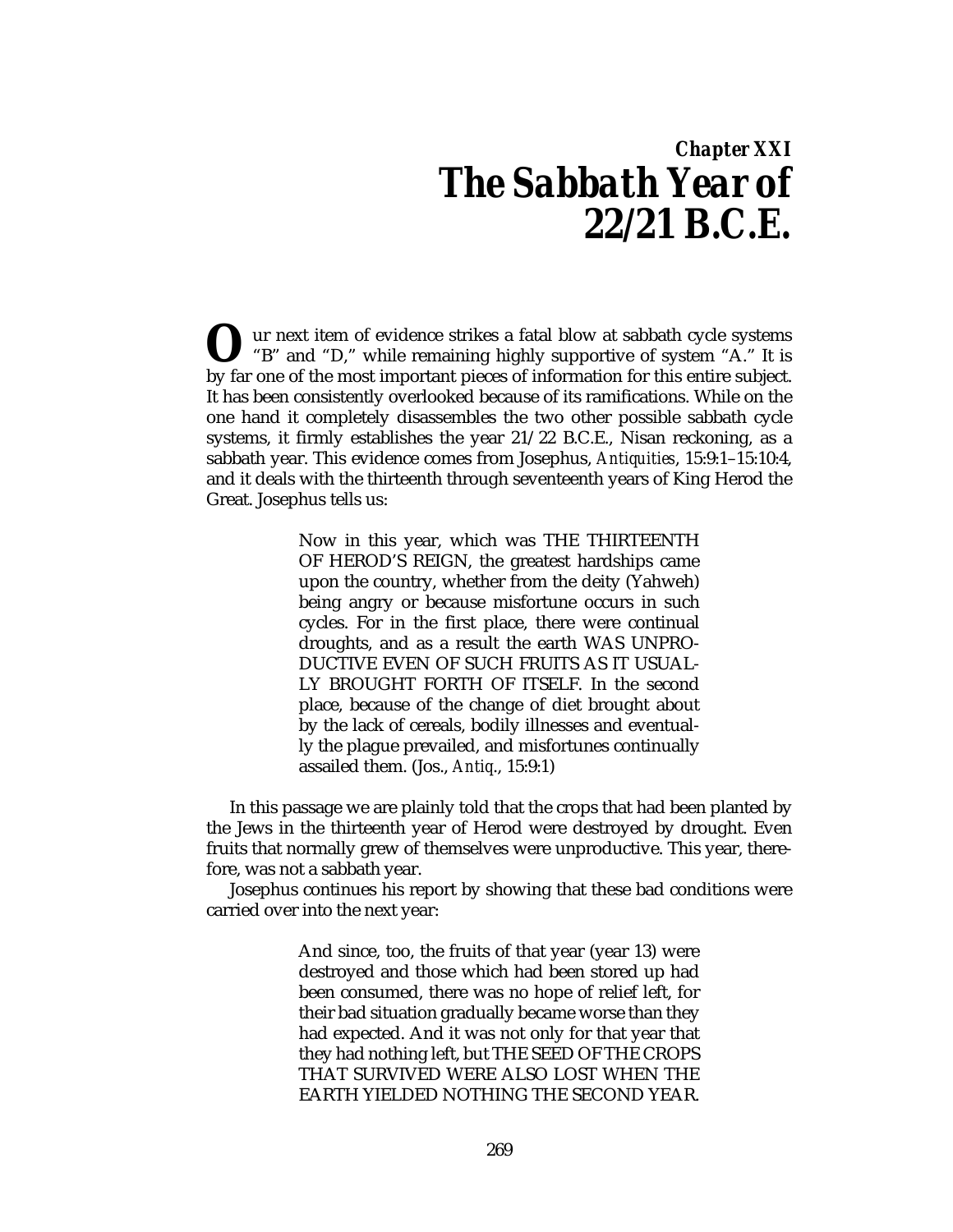## *Chapter XXI*

# *The Sabbath Year of 22/21 B.C.E.*

**O**ur next item of evidence strikes a fatal blow at sabbath cycle systems "B" and "D," while remaining highly supportive of system "A." It is by far one of the most important pieces of information for this entire subject. It has been consistently overlooked because of its ramifications. While on the one hand it completely disassembles the two other possible sabbath cycle systems, it firmly establishes the year 21/22 B.C.E., Nisan reckoning, as a sabbath year. This evidence comes from Josephus, *Antiquities*, 15:9:1–15:10:4, and it deals with the thirteenth through seventeenth years of King Herod the Great. Josephus tells us:

> Now in this year, which was THE THIRTEENTH OF HEROD'S REIGN, the greatest hardships came upon the country, whether from the deity (Yahweh) being angry or because misfortune occurs in such cycles. For in the first place, there were continual droughts, and as a result the earth WAS UNPRODUCTIVE EVEN OF SUCH FRUITS AS IT USUALLY BROUGHT FORTH OF ITSELF. In the second place, because of the change of diet brought about by the lack of cereals, bodily illnesses and eventually the plague prevailed, and misfortunes continually assailed them. (Jos., *Antiq.*, 15:9:1)

In this passage we are plainly told that the crops that had been planted by the Jews in the thirteenth year of Herod were destroyed by drought. Even fruits that normally grew of themselves were unproductive. This year, therefore, was not a sabbath year.

Josephus continues his report by showing that these bad conditions were carried over into the next year:

> And since, too, the fruits of that year (year 13) were destroyed and those which had been stored up had been consumed, there was no hope of relief left, for their bad situation gradually became worse than they had expected. And it was not only for that year that they had nothing left, but THE SEED OF THE CROPS THAT SURVIVED WERE ALSO LOST WHEN THE EARTH YIELDED NOTHING THE SECOND YEAR.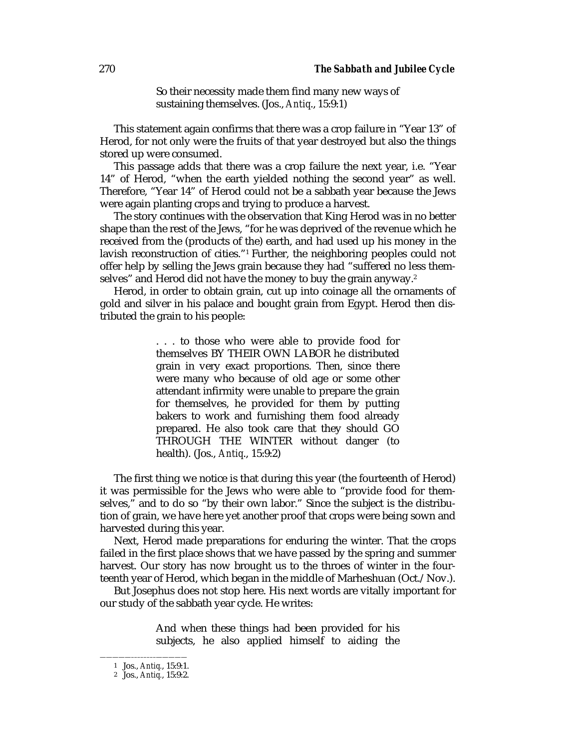> So their necessity made them find many new ways of sustaining themselves. (Jos., *Antiq.*, 15:9:1)

This statement again confirms that there was a crop failure in "Year 13" of Herod, for not only were the fruits of that year destroyed but also the things stored up were consumed.

This passage adds that there was a crop failure the next year, i.e. "Year 14" of Herod, "when the earth yielded nothing the second year" as well. Therefore, "Year 14" of Herod could not be a sabbath year because the Jews were again planting crops and trying to produce a harvest.

The story continues with the observation that King Herod was in no better shape than the rest of the Jews, "for he was deprived of the revenue which he received from the (products of the) earth, and had used up his money in the lavish reconstruction of cities."[1] Further, the neighboring peoples could not offer help by selling the Jews grain because they had "suffered no less themselves" and Herod did not have the money to buy the grain anyway.[2]

Herod, in order to obtain grain, cut up into coinage all the ornaments of gold and silver in his palace and bought grain from Egypt. Herod then distributed the grain to his people:

> . . . to those who were able to provide food for themselves BY THEIR OWN LABOR he distributed grain in very exact proportions. Then, since there were many who because of old age or some other attendant infirmity were unable to prepare the grain for themselves, he provided for them by putting bakers to work and furnishing them food already prepared. He also took care that they should GO THROUGH THE WINTER without danger (to health). (Jos., *Antiq.*, 15:9:2)

The first thing we notice is that during this year (the fourteenth of Herod) it was permissible for the Jews who were able to "provide food for themselves," and to do so "by their own labor." Since the subject is the distribution of grain, we have here yet another proof that crops were being sown and harvested during this year.

Next, Herod made preparations for enduring the winter. That the crops failed in the first place shows that we have passed by the spring and summer harvest. Our story has now brought us to the throes of winter in the fourteenth year of Herod, which began in the middle of Marheshuan (Oct./Nov.).

But Josephus does not stop here. His next words are vitally important for our study of the sabbath year cycle. He writes:

> And when these things had been provided for his subjects, he also applied himself to aiding the

---

1 Jos., *Antiq.*, 15:9:1.

2 Jos., *Antiq.*, 15:9:2.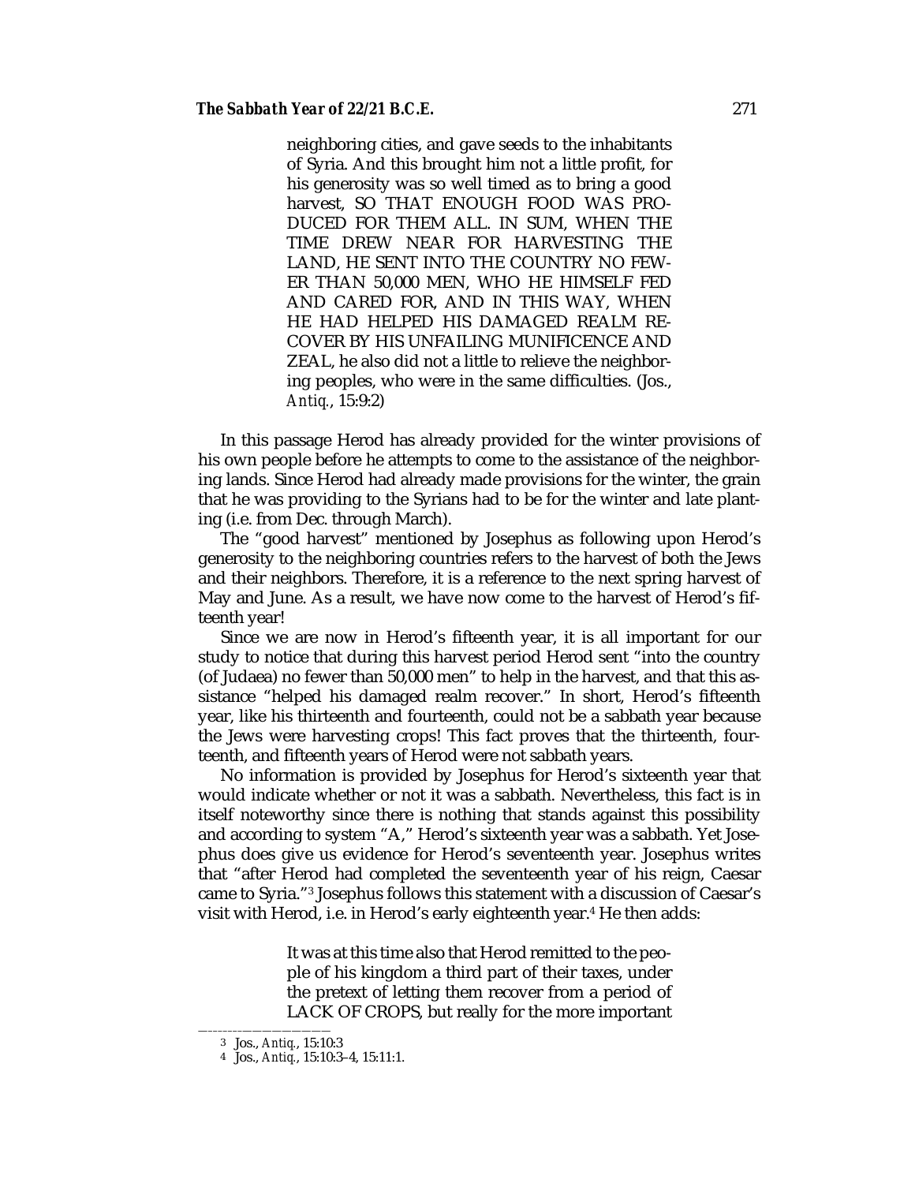> neighboring cities, and gave seeds to the inhabitants of Syria. And this brought him not a little profit, for his generosity was so well timed as to bring a good harvest, SO THAT ENOUGH FOOD WAS PRODUCED FOR THEM ALL. IN SUM, WHEN THE TIME DREW NEAR FOR HARVESTING THE LAND, HE SENT INTO THE COUNTRY NO FEWER THAN 50,000 MEN, WHO HE HIMSELF FED AND CARED FOR, AND IN THIS WAY, WHEN HE HAD HELPED HIS DAMAGED REALM RECOVER BY HIS UNFAILING MUNIFICENCE AND ZEAL, he also did not a little to relieve the neighboring peoples, who were in the same difficulties. (Jos., *Antiq.*, 15:9:2)

In this passage Herod has already provided for the winter provisions of his own people before he attempts to come to the assistance of the neighboring lands. Since Herod had already made provisions for the winter, the grain that he was providing to the Syrians had to be for the winter and late planting (i.e. from Dec. through March).

The "good harvest" mentioned by Josephus as following upon Herod's generosity to the neighboring countries refers to the harvest of both the Jews and their neighbors. Therefore, it is a reference to the next spring harvest of May and June. As a result, we have now come to the harvest of Herod's fifteenth year!

Since we are now in Herod's fifteenth year, it is all important for our study to notice that during this harvest period Herod sent "into the country (of Judaea) no fewer than 50,000 men" to help in the harvest, and that this assistance "helped his damaged realm recover." In short, Herod's fifteenth year, like his thirteenth and fourteenth, could not be a sabbath year because the Jews were harvesting crops! This fact proves that the thirteenth, fourteenth, and fifteenth years of Herod were not sabbath years.

No information is provided by Josephus for Herod's sixteenth year that would indicate whether or not it was a sabbath. Nevertheless, this fact is in itself noteworthy since there is nothing that stands against this possibility and according to system "A," Herod's sixteenth year was a sabbath. Yet Josephus does give us evidence for Herod's seventeenth year. Josephus writes that "after Herod had completed the seventeenth year of his reign, Caesar came to Syria."[3] Josephus follows this statement with a discussion of Caesar's visit with Herod, i.e. in Herod's early eighteenth year.[4] He then adds:

> It was at this time also that Herod remitted to the people of his kingdom a third part of their taxes, under the pretext of letting them recover from a period of LACK OF CROPS, but really for the more important

---

[3] Jos., *Antiq.*, 15:10:3

[4] Jos., *Antiq.*, 15:10:3–4, 15:11:1.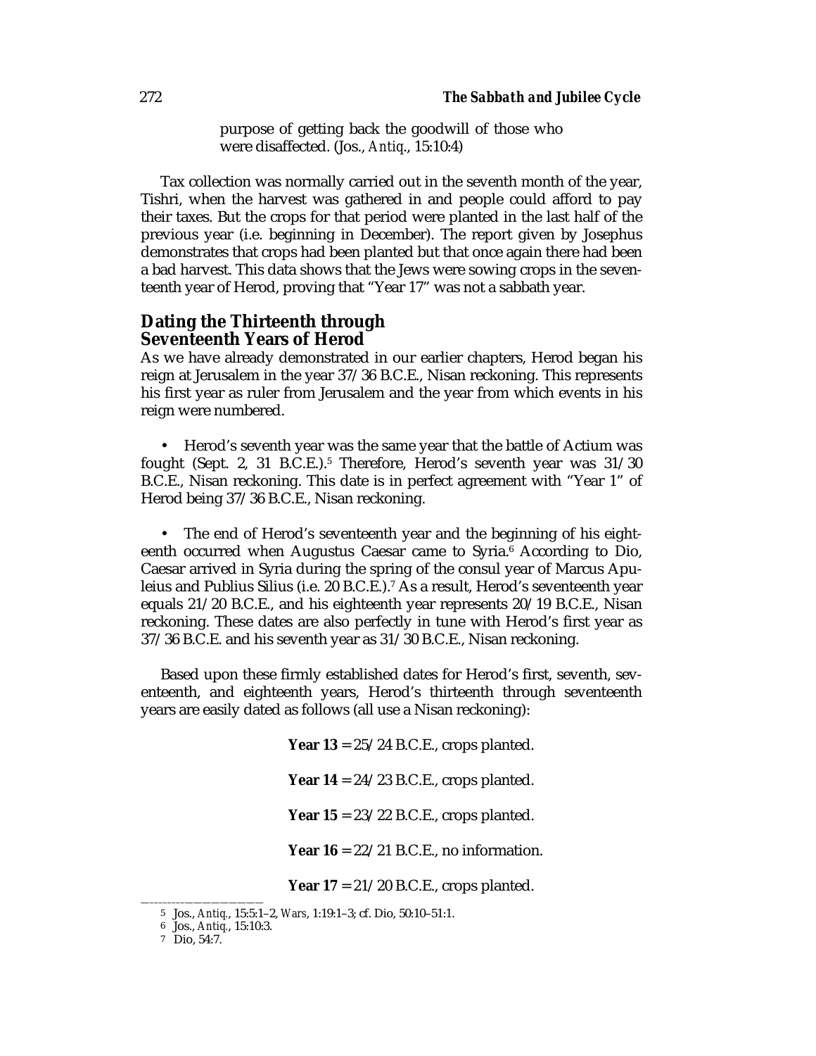purpose of getting back the goodwill of those who were disaffected. (Jos., *Antiq*., 15:10:4)

Tax collection was normally carried out in the seventh month of the year, Tishri, when the harvest was gathered in and people could afford to pay their taxes. But the crops for that period were planted in the last half of the previous year (i.e. beginning in December). The report given by Josephus demonstrates that crops had been planted but that once again there had been a bad harvest. This data shows that the Jews were sowing crops in the seventeenth year of Herod, proving that "Year 17" was not a sabbath year.

## Dating the Thirteenth through Seventeenth Years of Herod

As we have already demonstrated in our earlier chapters, Herod began his reign at Jerusalem in the year 37/36 B.C.E., Nisan reckoning. This represents his first year as ruler from Jerusalem and the year from which events in his reign were numbered.

- Herod's seventh year was the same year that the battle of Actium was fought (Sept. 2, 31 B.C.E.).[5] Therefore, Herod's seventh year was 31/30 B.C.E., Nisan reckoning. This date is in perfect agreement with "Year 1" of Herod being 37/36 B.C.E., Nisan reckoning.

- The end of Herod's seventeenth year and the beginning of his eighteenth occurred when Augustus Caesar came to Syria.[6] According to Dio, Caesar arrived in Syria during the spring of the consul year of Marcus Apuleius and Publius Silius (i.e. 20 B.C.E.).[7] As a result, Herod's seventeenth year equals 21/20 B.C.E., and his eighteenth year represents 20/19 B.C.E., Nisan reckoning. These dates are also perfectly in tune with Herod's first year as 37/36 B.C.E. and his seventh year as 31/30 B.C.E., Nisan reckoning.

Based upon these firmly established dates for Herod's first, seventh, seventeenth, and eighteenth years, Herod's thirteenth through seventeenth years are easily dated as follows (all use a Nisan reckoning):

**Year 13** = 25/24 B.C.E., crops planted.

**Year 14** = 24/23 B.C.E., crops planted.

**Year 15** = 23/22 B.C.E., crops planted.

**Year 16** = 22/21 B.C.E., no information.

**Year 17** = 21/20 B.C.E., crops planted.

---

5 Jos., *Antiq.*, 15:5:1–2, *Wars*, 1:19:1–3; cf. Dio, 50:10–51:1.

6 Jos., *Antiq.*, 15:10:3.

7 Dio, 54:7.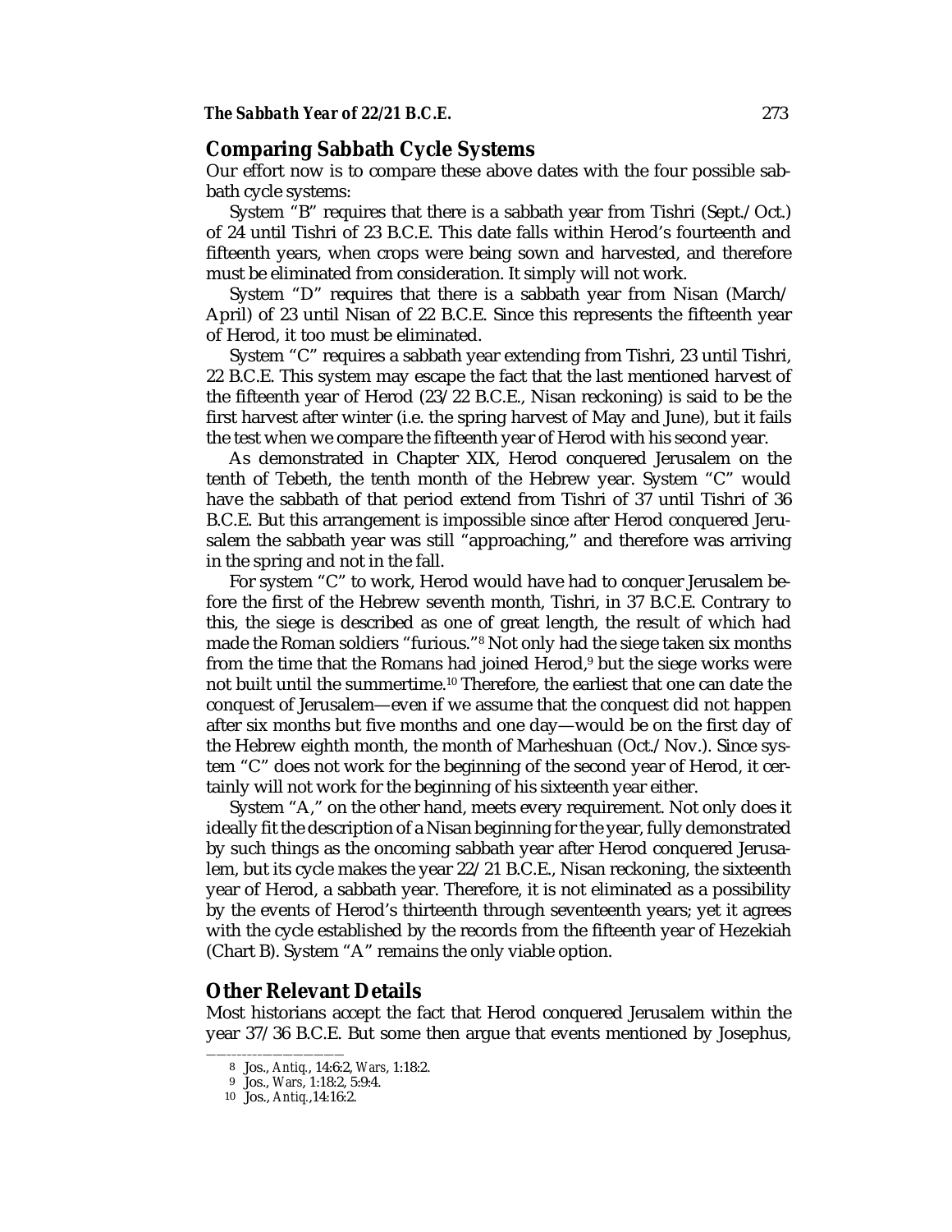## Comparing Sabbath Cycle Systems

Our effort now is to compare these above dates with the four possible sabbath cycle systems:

System "B" requires that there is a sabbath year from Tishri (Sept./Oct.) of 24 until Tishri of 23 B.C.E. This date falls within Herod's fourteenth and fifteenth years, when crops were being sown and harvested, and therefore must be eliminated from consideration. It simply will not work.

System "D" requires that there is a sabbath year from Nisan (March/April) of 23 until Nisan of 22 B.C.E. Since this represents the fifteenth year of Herod, it too must be eliminated.

System "C" requires a sabbath year extending from Tishri, 23 until Tishri, 22 B.C.E. This system may escape the fact that the last mentioned harvest of the fifteenth year of Herod (23/22 B.C.E., Nisan reckoning) is said to be the first harvest after winter (i.e. the spring harvest of May and June), but it fails the test when we compare the fifteenth year of Herod with his second year.

As demonstrated in Chapter XIX, Herod conquered Jerusalem on the tenth of Tebeth, the tenth month of the Hebrew year. System "C" would have the sabbath of that period extend from Tishri of 37 until Tishri of 36 B.C.E. But this arrangement is impossible since after Herod conquered Jerusalem the sabbath year was still "approaching," and therefore was arriving in the spring and not in the fall.

For system "C" to work, Herod would have had to conquer Jerusalem before the first of the Hebrew seventh month, Tishri, in 37 B.C.E. Contrary to this, the siege is described as one of great length, the result of which had made the Roman soldiers "furious."[8] Not only had the siege taken six months from the time that the Romans had joined Herod,[9] but the siege works were not built until the summertime.[10] Therefore, the earliest that one can date the conquest of Jerusalem—even if we assume that the conquest did not happen after six months but five months and one day—would be on the first day of the Hebrew eighth month, the month of Marheshuan (Oct./Nov.). Since system "C" does not work for the beginning of the second year of Herod, it certainly will not work for the beginning of his sixteenth year either.

System "A," on the other hand, meets every requirement. Not only does it ideally fit the description of a Nisan beginning for the year, fully demonstrated by such things as the oncoming sabbath year after Herod conquered Jerusalem, but its cycle makes the year 22/21 B.C.E., Nisan reckoning, the sixteenth year of Herod, a sabbath year. Therefore, it is not eliminated as a possibility by the events of Herod's thirteenth through seventeenth years; yet it agrees with the cycle established by the records from the fifteenth year of Hezekiah (Chart B). System "A" remains the only viable option.

## Other Relevant Details

Most historians accept the fact that Herod conquered Jerusalem within the year 37/36 B.C.E. But some then argue that events mentioned by Josephus,

---

8 Jos., *Antiq.*, 14:6:2, *Wars*, 1:18:2.

9 Jos., *Wars*, 1:18:2, 5:9:4.

10 Jos., *Antiq.*,14:16:2.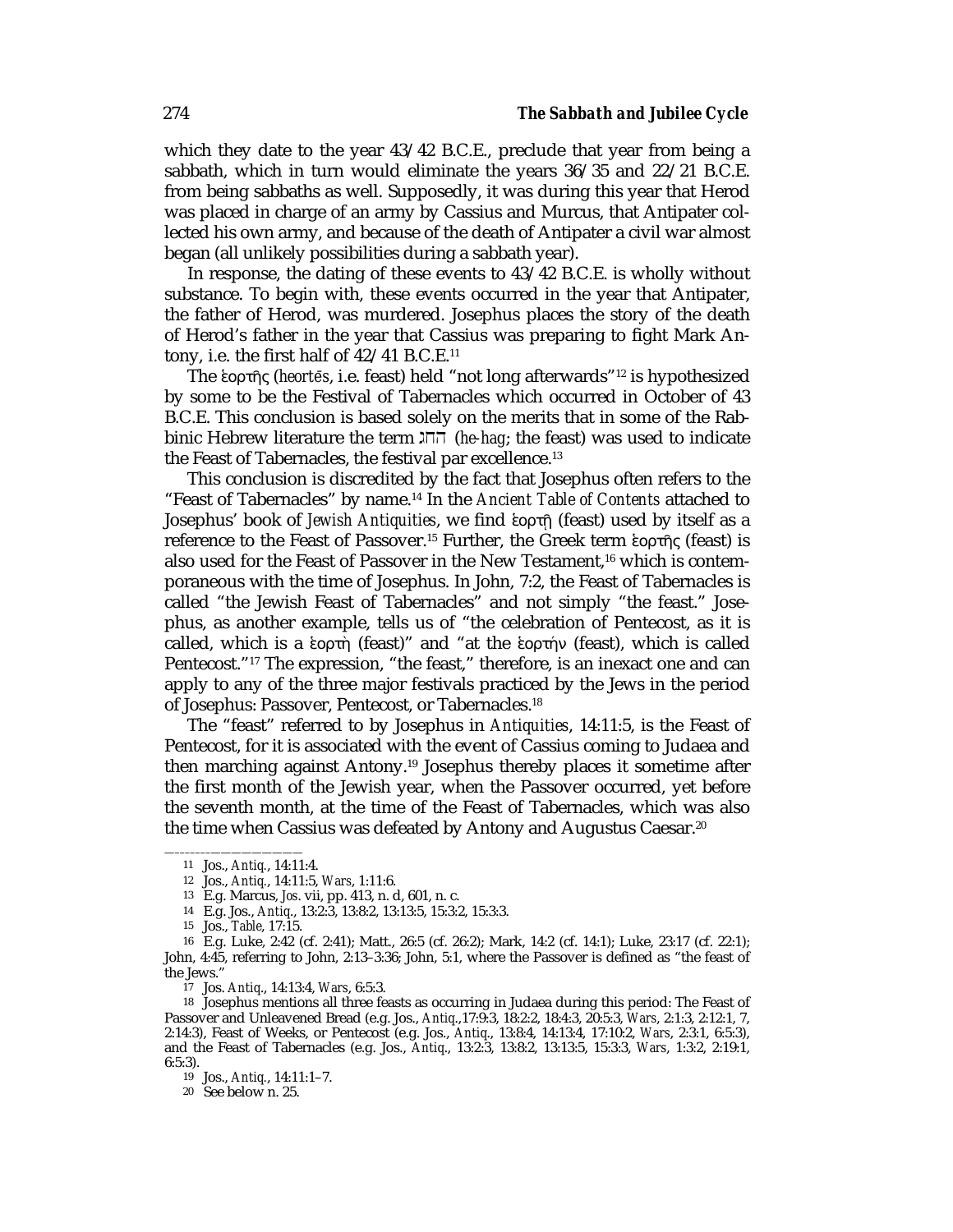which they date to the year 43/42 B.C.E., preclude that year from being a sabbath, which in turn would eliminate the years 36/35 and 22/21 B.C.E. from being sabbaths as well. Supposedly, it was during this year that Herod was placed in charge of an army by Cassius and Murcus, that Antipater collected his own army, and because of the death of Antipater a civil war almost began (all unlikely possibilities during a sabbath year).

In response, the dating of these events to 43/42 B.C.E. is wholly without substance. To begin with, these events occurred in the year that Antipater, the father of Herod, was murdered. Josephus places the story of the death of Herod's father in the year that Cassius was preparing to fight Mark Antony, i.e. the first half of 42/41 B.C.E.[11]

The ἑορτῆς (*heortēs*, i.e. feast) held "not long afterwards"[12] is hypothesized by some to be the Festival of Tabernacles which occurred in October of 43 B.C.E. This conclusion is based solely on the merits that in some of the Rabbinic Hebrew literature the term החג (*he-hag*; the feast) was used to indicate the Feast of Tabernacles, the festival par excellence.[13]

This conclusion is discredited by the fact that Josephus often refers to the "Feast of Tabernacles" by name.[14] In the *Ancient Table of Contents* attached to Josephus' book of *Jewish Antiquities*, we find ἑορτῇ (feast) used by itself as a reference to the Feast of Passover.[15] Further, the Greek term ἑορτῆς (feast) is also used for the Feast of Passover in the New Testament,[16] which is contemporaneous with the time of Josephus. In John, 7:2, the Feast of Tabernacles is called "the Jewish Feast of Tabernacles" and not simply "the feast." Josephus, as another example, tells us of "the celebration of Pentecost, as it is called, which is a ἑορτὴ (feast)" and "at the ἑορτήν (feast), which is called Pentecost."[17] The expression, "the feast," therefore, is an inexact one and can apply to any of the three major festivals practiced by the Jews in the period of Josephus: Passover, Pentecost, or Tabernacles.[18]

The "feast" referred to by Josephus in *Antiquities*, 14:11:5, is the Feast of Pentecost, for it is associated with the event of Cassius coming to Judaea and then marching against Antony.[19] Josephus thereby places it sometime after the first month of the Jewish year, when the Passover occurred, yet before the seventh month, at the time of the Feast of Tabernacles, which was also the time when Cassius was defeated by Antony and Augustus Caesar.[20]

---

11 Jos., *Antiq.*, 14:11:4.

12 Jos., *Antiq.*, 14:11:5, *Wars*, 1:11:6.

13 E.g. Marcus, *Jos.* vii, pp. 413, n. d, 601, n. c.

14 E.g. Jos., *Antiq.*, 13:2:3, 13:8:2, 13:13:5, 15:3:2, 15:3:3.

15 Jos., *Table*, 17:15.

16 E.g. Luke, 2:42 (cf. 2:41); Matt., 26:5 (cf. 26:2); Mark, 14:2 (cf. 14:1); Luke, 23:17 (cf. 22:1); John, 4:45, referring to John, 2:13–3:36; John, 5:1, where the Passover is defined as "the feast of the Jews."

17 Jos. *Antiq.*, 14:13:4, *Wars*, 6:5:3.

18 Josephus mentions all three feasts as occurring in Judaea during this period: The Feast of Passover and Unleavened Bread (e.g. Jos., *Antiq.*,17:9:3, 18:2:2, 18:4:3, 20:5:3, *Wars*, 2:1:3, 2:12:1, 7, 2:14:3), Feast of Weeks, or Pentecost (e.g. Jos., *Antiq.*, 13:8:4, 14:13:4, 17:10:2, *Wars*, 2:3:1, 6:5:3), and the Feast of Tabernacles (e.g. Jos., *Antiq.*, 13:2:3, 13:8:2, 13:13:5, 15:3:3, *Wars*, 1:3:2, 2:19:1, 6:5:3).

19 Jos., *Antiq.*, 14:11:1–7.

20 See below n. 25.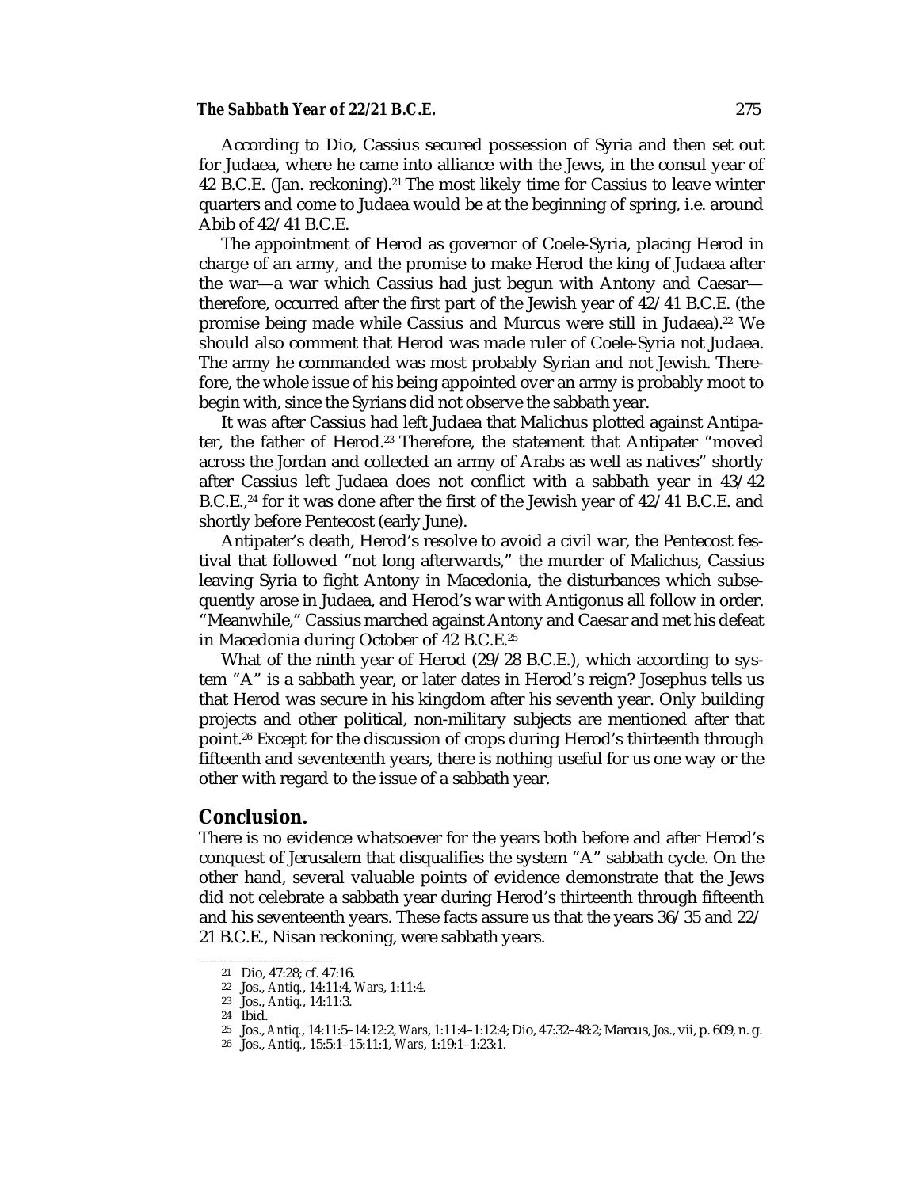According to Dio, Cassius secured possession of Syria and then set out for Judaea, where he came into alliance with the Jews, in the consul year of 42 B.C.E. (Jan. reckoning).[21] The most likely time for Cassius to leave winter quarters and come to Judaea would be at the beginning of spring, i.e. around Abib of 42/41 B.C.E.

The appointment of Herod as governor of Coele-Syria, placing Herod in charge of an army, and the promise to make Herod the king of Judaea after the war—a war which Cassius had just begun with Antony and Caesar—therefore, occurred after the first part of the Jewish year of 42/41 B.C.E. (the promise being made while Cassius and Murcus were still in Judaea).[22] We should also comment that Herod was made ruler of Coele-Syria not Judaea. The army he commanded was most probably Syrian and not Jewish. Therefore, the whole issue of his being appointed over an army is probably moot to begin with, since the Syrians did not observe the sabbath year.

It was after Cassius had left Judaea that Malichus plotted against Antipater, the father of Herod.[23] Therefore, the statement that Antipater "moved across the Jordan and collected an army of Arabs as well as natives" shortly after Cassius left Judaea does not conflict with a sabbath year in 43/42 B.C.E.,[24] for it was done after the first of the Jewish year of 42/41 B.C.E. and shortly before Pentecost (early June).

Antipater's death, Herod's resolve to avoid a civil war, the Pentecost festival that followed "not long afterwards," the murder of Malichus, Cassius leaving Syria to fight Antony in Macedonia, the disturbances which subsequently arose in Judaea, and Herod's war with Antigonus all follow in order. "Meanwhile," Cassius marched against Antony and Caesar and met his defeat in Macedonia during October of 42 B.C.E.[25]

What of the ninth year of Herod (29/28 B.C.E.), which according to system "A" is a sabbath year, or later dates in Herod's reign? Josephus tells us that Herod was secure in his kingdom after his seventh year. Only building projects and other political, non-military subjects are mentioned after that point.[26] Except for the discussion of crops during Herod's thirteenth through fifteenth and seventeenth years, there is nothing useful for us one way or the other with regard to the issue of a sabbath year.

## Conclusion.

There is no evidence whatsoever for the years both before and after Herod's conquest of Jerusalem that disqualifies the system "A" sabbath cycle. On the other hand, several valuable points of evidence demonstrate that the Jews did not celebrate a sabbath year during Herod's thirteenth through fifteenth and his seventeenth years. These facts assure us that the years 36/35 and 22/21 B.C.E., Nisan reckoning, were sabbath years.

---

21 Dio, 47:28; cf. 47:16.

22 Jos., *Antiq.*, 14:11:4, *Wars*, 1:11:4.

23 Jos., *Antiq.*, 14:11:3.

24 Ibid.

25 Jos., *Antiq.*, 14:11:5–14:12:2, *Wars*, 1:11:4–1:12:4; Dio, 47:32–48:2; Marcus, *Jos.*, vii, p. 609, n. g.

26 Jos., *Antiq.*, 15:5:1–15:11:1, *Wars*, 1:19:1–1:23:1.